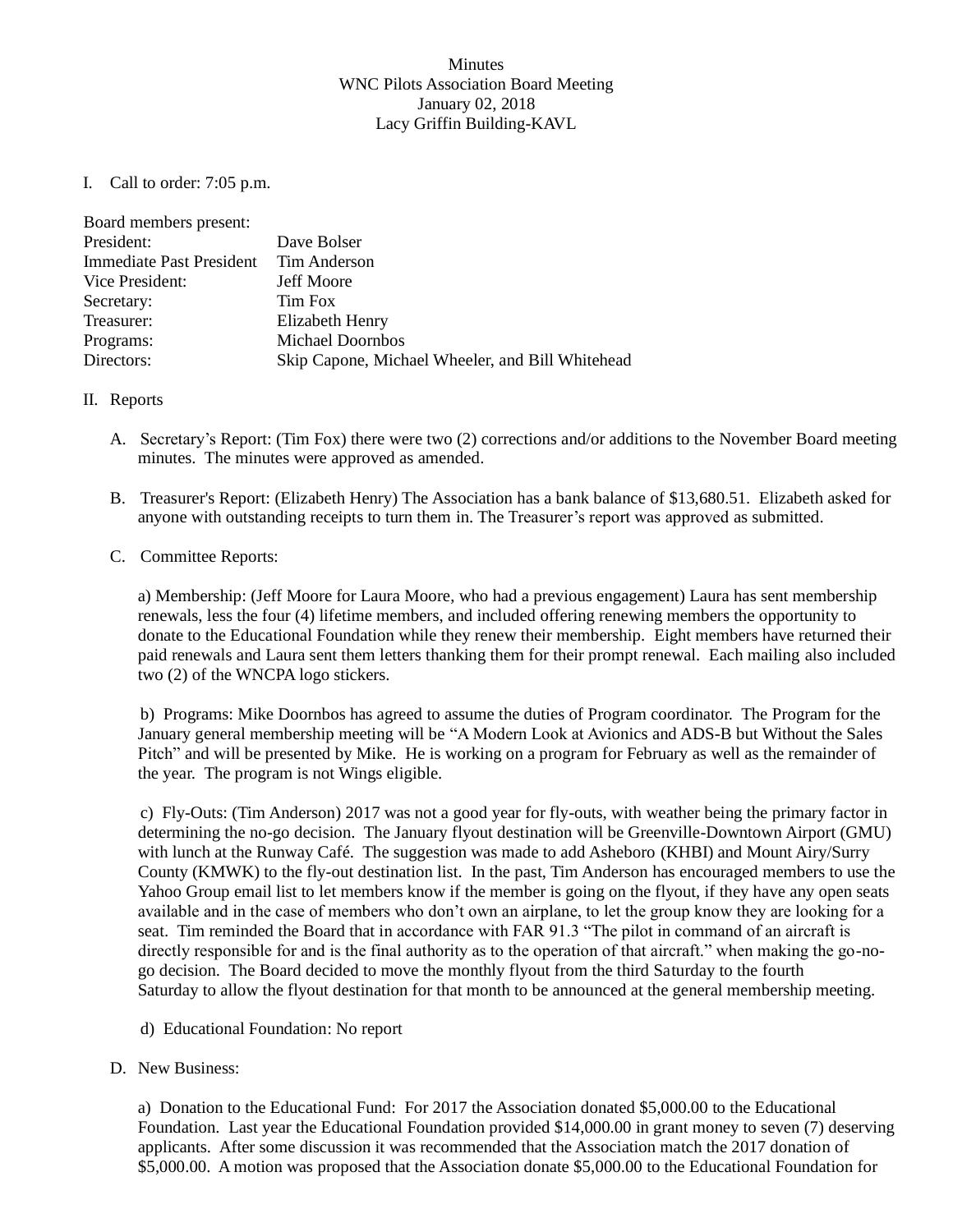Minutes
WNC Pilots Association Board Meeting
January 02, 2018
Lacy Griffin Building-KAVL

I. Call to order: 7:05 p.m.

Board members present:

| | |
|---|---|
| President: | Dave Bolser |
| Immediate Past President | Tim Anderson |
| Vice President: | Jeff Moore |
| Secretary: | Tim Fox |
| Treasurer: | Elizabeth Henry |
| Programs: | Michael Doornbos |
| Directors: | Skip Capone, Michael Wheeler, and Bill Whitehead |

II. Reports

A. Secretary's Report: (Tim Fox) there were two (2) corrections and/or additions to the November Board meeting minutes. The minutes were approved as amended.

B. Treasurer's Report: (Elizabeth Henry) The Association has a bank balance of $13,680.51. Elizabeth asked for anyone with outstanding receipts to turn them in. The Treasurer's report was approved as submitted.

C. Committee Reports:

a) Membership: (Jeff Moore for Laura Moore, who had a previous engagement) Laura has sent membership renewals, less the four (4) lifetime members, and included offering renewing members the opportunity to donate to the Educational Foundation while they renew their membership. Eight members have returned their paid renewals and Laura sent them letters thanking them for their prompt renewal. Each mailing also included two (2) of the WNCPA logo stickers.

b) Programs: Mike Doornbos has agreed to assume the duties of Program coordinator. The Program for the January general membership meeting will be "A Modern Look at Avionics and ADS-B but Without the Sales Pitch" and will be presented by Mike. He is working on a program for February as well as the remainder of the year. The program is not Wings eligible.

c) Fly-Outs: (Tim Anderson) 2017 was not a good year for fly-outs, with weather being the primary factor in determining the no-go decision. The January flyout destination will be Greenville-Downtown Airport (GMU) with lunch at the Runway Café. The suggestion was made to add Asheboro (KHBI) and Mount Airy/Surry County (KMWK) to the fly-out destination list. In the past, Tim Anderson has encouraged members to use the Yahoo Group email list to let members know if the member is going on the flyout, if they have any open seats available and in the case of members who don't own an airplane, to let the group know they are looking for a seat. Tim reminded the Board that in accordance with FAR 91.3 "The pilot in command of an aircraft is directly responsible for and is the final authority as to the operation of that aircraft." when making the go-no-go decision. The Board decided to move the monthly flyout from the third Saturday to the fourth Saturday to allow the flyout destination for that month to be announced at the general membership meeting.

d) Educational Foundation: No report

D. New Business:

a) Donation to the Educational Fund: For 2017 the Association donated $5,000.00 to the Educational Foundation. Last year the Educational Foundation provided $14,000.00 in grant money to seven (7) deserving applicants. After some discussion it was recommended that the Association match the 2017 donation of $5,000.00. A motion was proposed that the Association donate $5,000.00 to the Educational Foundation for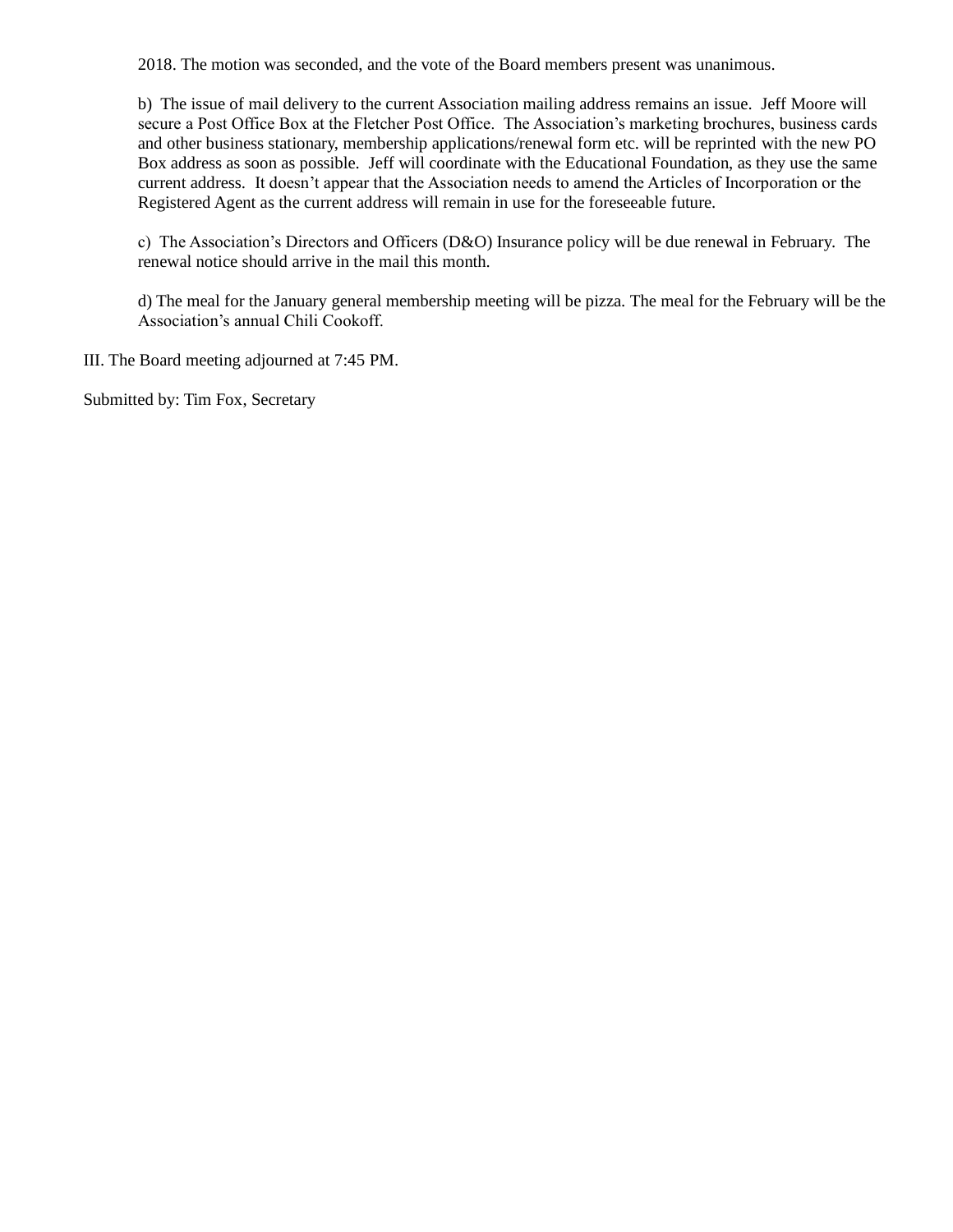2018. The motion was seconded, and the vote of the Board members present was unanimous.

b) The issue of mail delivery to the current Association mailing address remains an issue. Jeff Moore will secure a Post Office Box at the Fletcher Post Office. The Association's marketing brochures, business cards and other business stationary, membership applications/renewal form etc. will be reprinted with the new PO Box address as soon as possible. Jeff will coordinate with the Educational Foundation, as they use the same current address. It doesn't appear that the Association needs to amend the Articles of Incorporation or the Registered Agent as the current address will remain in use for the foreseeable future.

c) The Association's Directors and Officers (D&O) Insurance policy will be due renewal in February. The renewal notice should arrive in the mail this month.

d) The meal for the January general membership meeting will be pizza. The meal for the February will be the Association's annual Chili Cookoff.

III. The Board meeting adjourned at 7:45 PM.

Submitted by: Tim Fox, Secretary